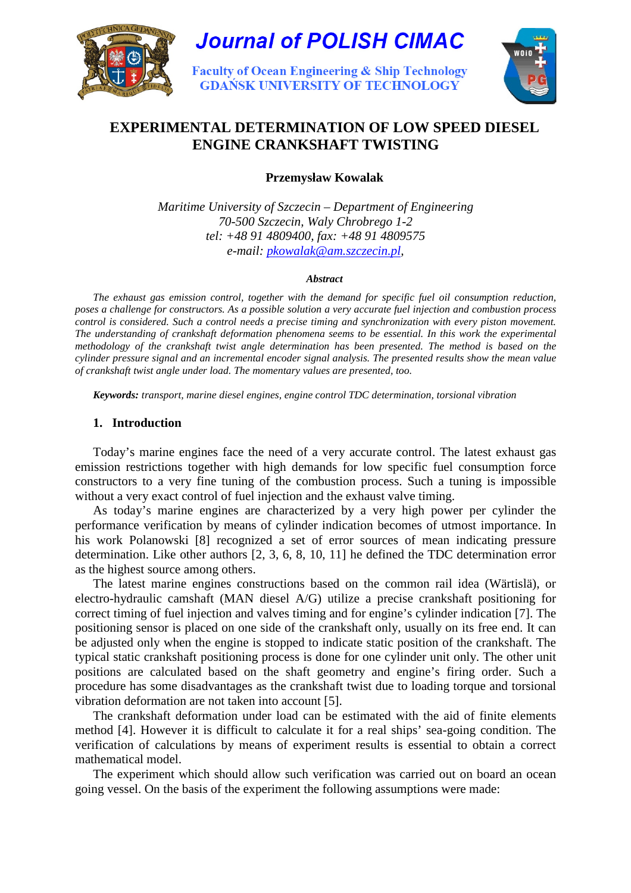Journal of POLISH CIMAC

Faculty of Ocean Engineering & Ship Technology
GDAŃSK UNIVERSITY OF TECHNOLOGY

# EXPERIMENTAL DETERMINATION OF LOW SPEED DIESEL ENGINE CRANKSHAFT TWISTING

**Przemysław Kowalak**

*Maritime University of Szczecin – Department of Engineering*
*70-500 Szczecin, Waly Chrobrego 1-2*
*tel: +48 91 4809400, fax: +48 91 4809575*
*e-mail: pkowalak@am.szczecin.pl,*

***Abstract***

*The exhaust gas emission control, together with the demand for specific fuel oil consumption reduction, poses a challenge for constructors. As a possible solution a very accurate fuel injection and combustion process control is considered. Such a control needs a precise timing and synchronization with every piston movement. The understanding of crankshaft deformation phenomena seems to be essential. In this work the experimental methodology of the crankshaft twist angle determination has been presented. The method is based on the cylinder pressure signal and an incremental encoder signal analysis. The presented results show the mean value of crankshaft twist angle under load. The momentary values are presented, too.*

***Keywords:*** *transport, marine diesel engines, engine control TDC determination, torsional vibration*

## 1. Introduction

Today's marine engines face the need of a very accurate control. The latest exhaust gas emission restrictions together with high demands for low specific fuel consumption force constructors to a very fine tuning of the combustion process. Such a tuning is impossible without a very exact control of fuel injection and the exhaust valve timing.

As today's marine engines are characterized by a very high power per cylinder the performance verification by means of cylinder indication becomes of utmost importance. In his work Polanowski [8] recognized a set of error sources of mean indicating pressure determination. Like other authors [2, 3, 6, 8, 10, 11] he defined the TDC determination error as the highest source among others.

The latest marine engines constructions based on the common rail idea (Wärtislä), or electro-hydraulic camshaft (MAN diesel A/G) utilize a precise crankshaft positioning for correct timing of fuel injection and valves timing and for engine's cylinder indication [7]. The positioning sensor is placed on one side of the crankshaft only, usually on its free end. It can be adjusted only when the engine is stopped to indicate static position of the crankshaft. The typical static crankshaft positioning process is done for one cylinder unit only. The other unit positions are calculated based on the shaft geometry and engine's firing order. Such a procedure has some disadvantages as the crankshaft twist due to loading torque and torsional vibration deformation are not taken into account [5].

The crankshaft deformation under load can be estimated with the aid of finite elements method [4]. However it is difficult to calculate it for a real ships' sea-going condition. The verification of calculations by means of experiment results is essential to obtain a correct mathematical model.

The experiment which should allow such verification was carried out on board an ocean going vessel. On the basis of the experiment the following assumptions were made: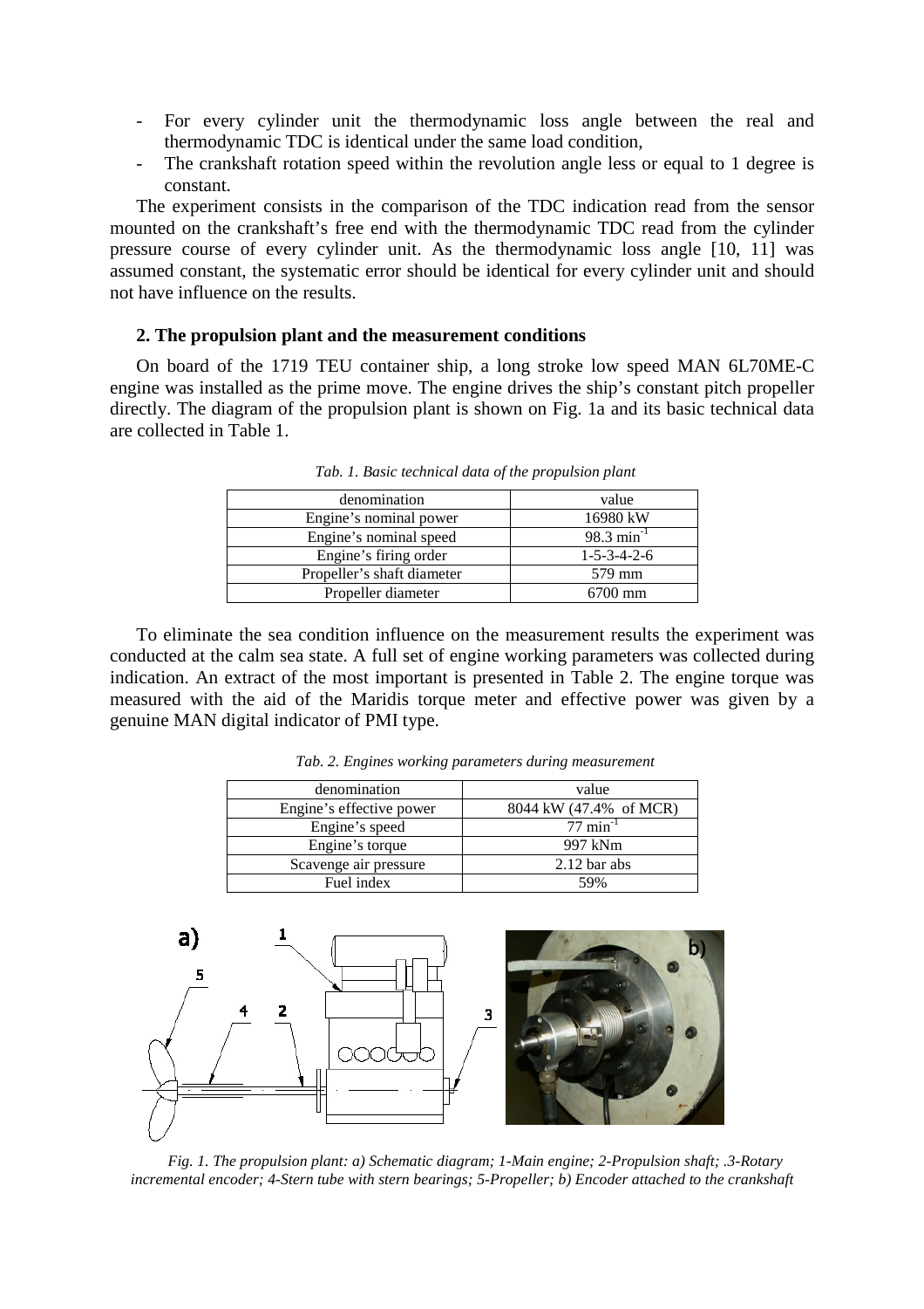- For every cylinder unit the thermodynamic loss angle between the real and thermodynamic TDC is identical under the same load condition,
- The crankshaft rotation speed within the revolution angle less or equal to 1 degree is constant.

The experiment consists in the comparison of the TDC indication read from the sensor mounted on the crankshaft's free end with the thermodynamic TDC read from the cylinder pressure course of every cylinder unit. As the thermodynamic loss angle [10, 11] was assumed constant, the systematic error should be identical for every cylinder unit and should not have influence on the results.

## 2. The propulsion plant and the measurement conditions

On board of the 1719 TEU container ship, a long stroke low speed MAN 6L70ME-C engine was installed as the prime move. The engine drives the ship's constant pitch propeller directly. The diagram of the propulsion plant is shown on Fig. 1a and its basic technical data are collected in Table 1.

*Tab. 1. Basic technical data of the propulsion plant*

| denomination | value |
|---|---|
| Engine's nominal power | 16980 kW |
| Engine's nominal speed | 98.3 $min^{-1}$ |
| Engine's firing order | 1-5-3-4-2-6 |
| Propeller's shaft diameter | 579 mm |
| Propeller diameter | 6700 mm |

To eliminate the sea condition influence on the measurement results the experiment was conducted at the calm sea state. A full set of engine working parameters was collected during indication. An extract of the most important is presented in Table 2. The engine torque was measured with the aid of the Maridis torque meter and effective power was given by a genuine MAN digital indicator of PMI type.

*Tab. 2. Engines working parameters during measurement*

| denomination | value |
|---|---|
| Engine's effective power | 8044 kW (47.4% of MCR) |
| Engine's speed | 77 $min^{-1}$ |
| Engine's torque | 997 kNm |
| Scavenge air pressure | 2.12 bar abs |
| Fuel index | 59% |

*Fig. 1. The propulsion plant: a) Schematic diagram; 1-Main engine; 2-Propulsion shaft; .3-Rotary incremental encoder; 4-Stern tube with stern bearings; 5-Propeller; b) Encoder attached to the crankshaft*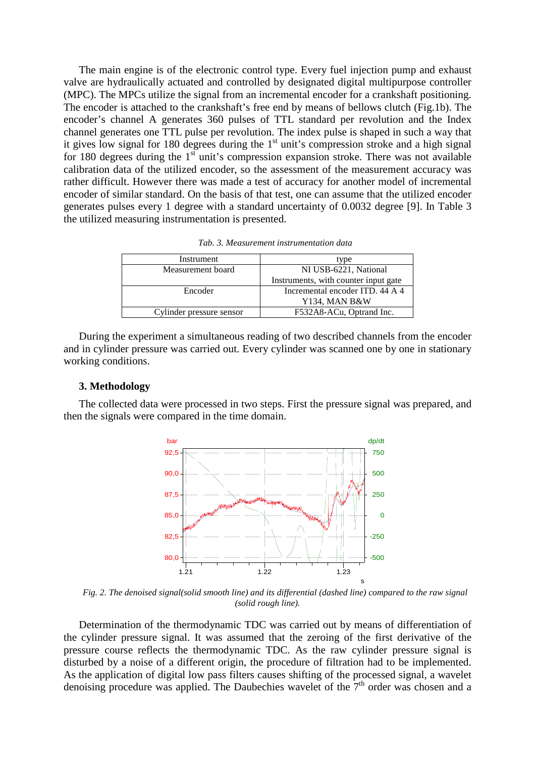The main engine is of the electronic control type. Every fuel injection pump and exhaust valve are hydraulically actuated and controlled by designated digital multipurpose controller (MPC). The MPCs utilize the signal from an incremental encoder for a crankshaft positioning. The encoder is attached to the crankshaft's free end by means of bellows clutch (Fig.1b). The encoder's channel A generates 360 pulses of TTL standard per revolution and the Index channel generates one TTL pulse per revolution. The index pulse is shaped in such a way that it gives low signal for 180 degrees during the 1st unit's compression stroke and a high signal for 180 degrees during the 1st unit's compression expansion stroke. There was not available calibration data of the utilized encoder, so the assessment of the measurement accuracy was rather difficult. However there was made a test of accuracy for another model of incremental encoder of similar standard. On the basis of that test, one can assume that the utilized encoder generates pulses every 1 degree with a standard uncertainty of 0.0032 degree [9]. In Table 3 the utilized measuring instrumentation is presented.

*Tab. 3. Measurement instrumentation data*

| Instrument | type |
|---|---|
| Measurement board | NI USB-6221, National Instruments, with counter input gate |
| Encoder | Incremental encoder ITD. 44 A 4 Y134, MAN B&W |
| Cylinder pressure sensor | F532A8-ACu, Optrand Inc. |

During the experiment a simultaneous reading of two described channels from the encoder and in cylinder pressure was carried out. Every cylinder was scanned one by one in stationary working conditions.

### 3. Methodology

The collected data were processed in two steps. First the pressure signal was prepared, and then the signals were compared in the time domain.

*Fig. 2. The denoised signal(solid smooth line) and its differential (dashed line) compared to the raw signal (solid rough line).*

Determination of the thermodynamic TDC was carried out by means of differentiation of the cylinder pressure signal. It was assumed that the zeroing of the first derivative of the pressure course reflects the thermodynamic TDC. As the raw cylinder pressure signal is disturbed by a noise of a different origin, the procedure of filtration had to be implemented. As the application of digital low pass filters causes shifting of the processed signal, a wavelet denoising procedure was applied. The Daubechies wavelet of the 7th order was chosen and a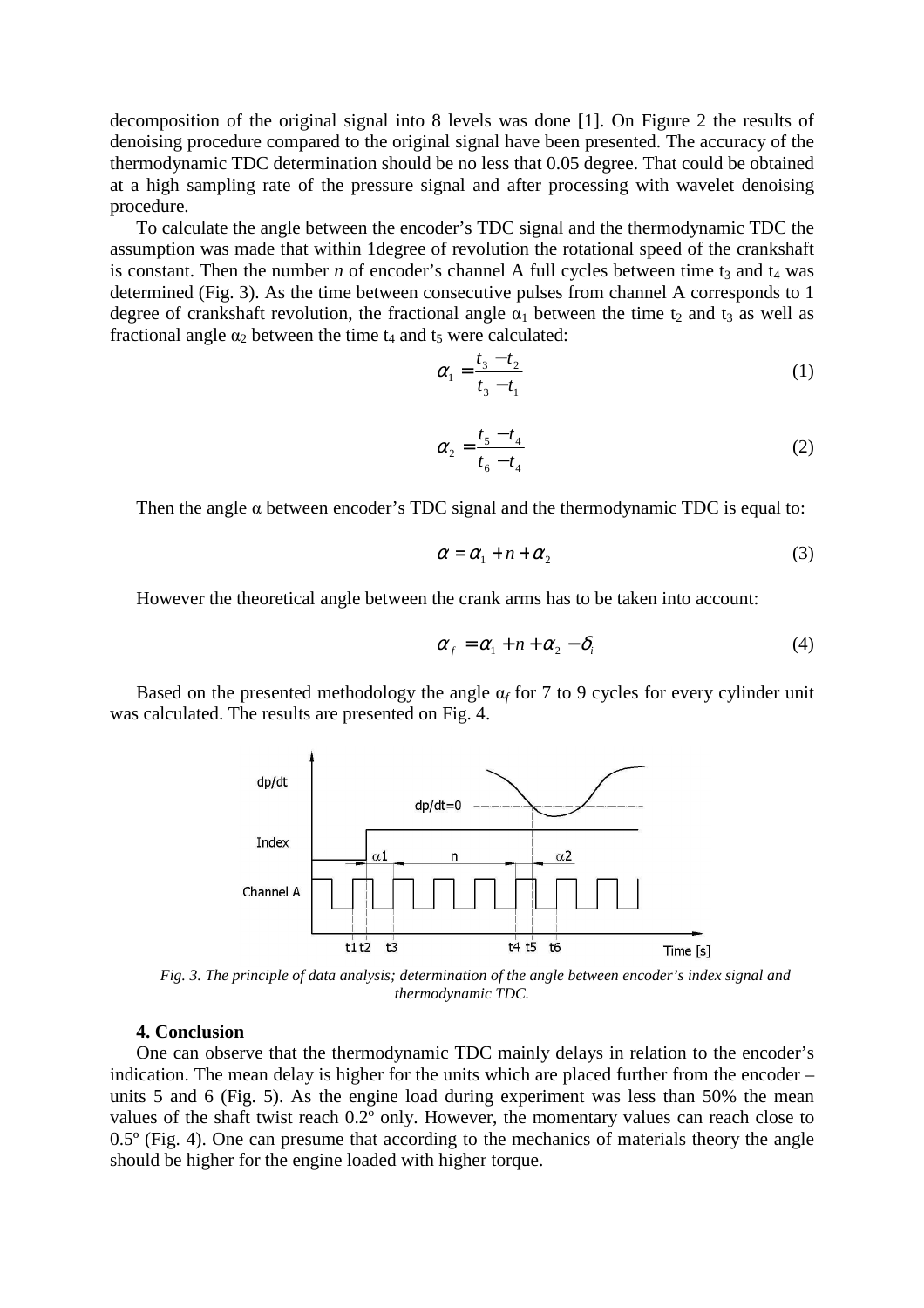decomposition of the original signal into 8 levels was done [1]. On Figure 2 the results of denoising procedure compared to the original signal have been presented. The accuracy of the thermodynamic TDC determination should be no less that 0.05 degree. That could be obtained at a high sampling rate of the pressure signal and after processing with wavelet denoising procedure.

To calculate the angle between the encoder's TDC signal and the thermodynamic TDC the assumption was made that within 1degree of revolution the rotational speed of the crankshaft is constant. Then the number *n* of encoder's channel A full cycles between time $t_3$ and $t_4$ was determined (Fig. 3). As the time between consecutive pulses from channel A corresponds to 1 degree of crankshaft revolution, the fractional angle $\alpha_1$ between the time $t_2$ and $t_3$ as well as fractional angle $\alpha_2$ between the time $t_4$ and $t_5$ were calculated:

$$\alpha_1 = \frac{t_3 - t_2}{t_3 - t_1} \tag{1}$$

$$\alpha_2 = \frac{t_5 - t_4}{t_6 - t_4} \tag{2}$$

Then the angle α between encoder's TDC signal and the thermodynamic TDC is equal to:

$$\alpha = \alpha_1 + n + \alpha_2 \tag{3}$$

However the theoretical angle between the crank arms has to be taken into account:

$$\alpha_f = \alpha_1 + n + \alpha_2 - \delta_i \tag{4}$$

Based on the presented methodology the angle $\alpha_f$ for 7 to 9 cycles for every cylinder unit was calculated. The results are presented on Fig. 4.

*Fig. 3. The principle of data analysis; determination of the angle between encoder's index signal and thermodynamic TDC.*

## 4. Conclusion

One can observe that the thermodynamic TDC mainly delays in relation to the encoder's indication. The mean delay is higher for the units which are placed further from the encoder – units 5 and 6 (Fig. 5). As the engine load during experiment was less than 50% the mean values of the shaft twist reach 0.2º only. However, the momentary values can reach close to 0.5º (Fig. 4). One can presume that according to the mechanics of materials theory the angle should be higher for the engine loaded with higher torque.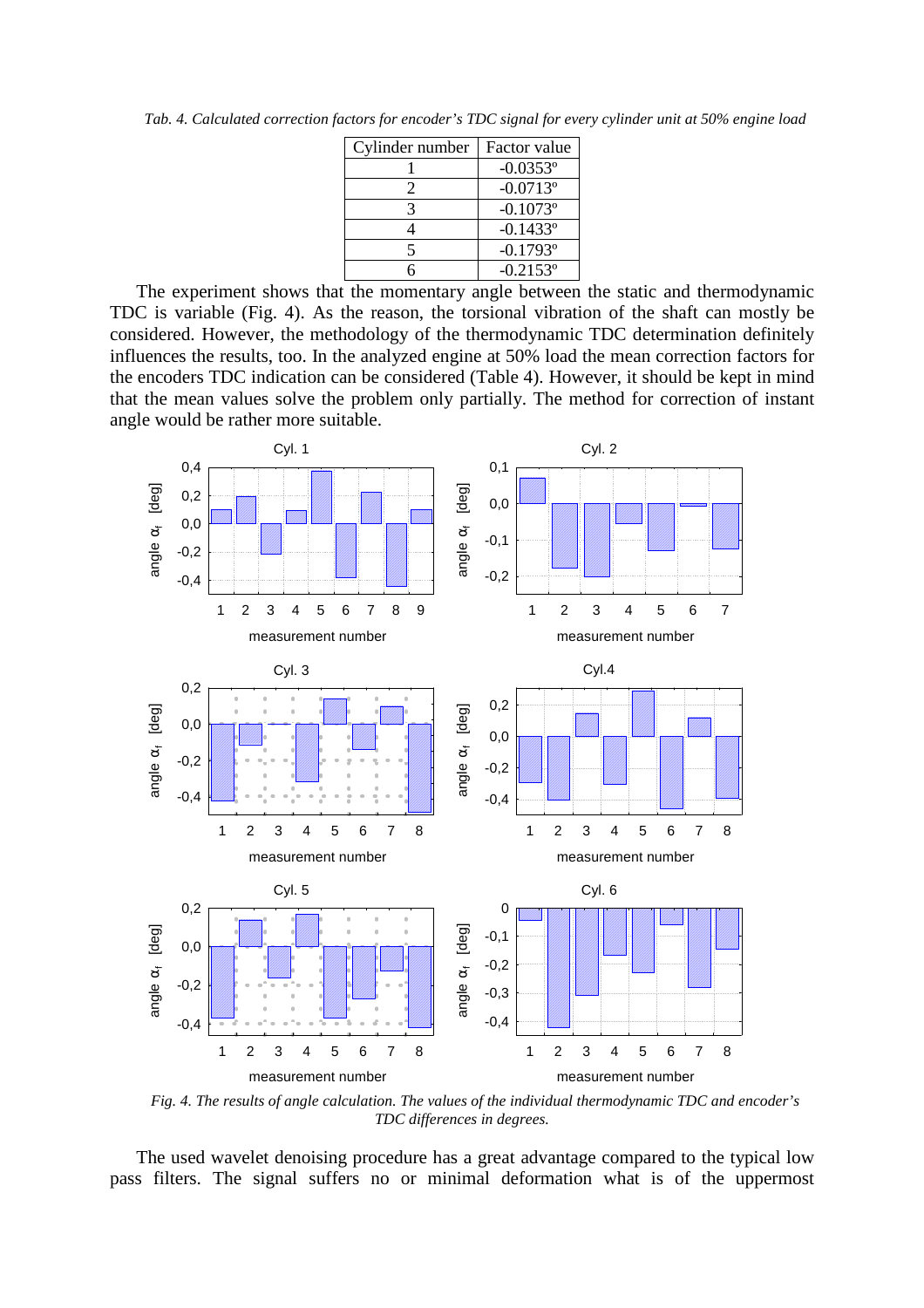*Tab. 4. Calculated correction factors for encoder's TDC signal for every cylinder unit at 50% engine load*

| Cylinder number | Factor value |
|---|---|
| 1 | -0.0353º |
| 2 | -0.0713º |
| 3 | -0.1073º |
| 4 | -0.1433º |
| 5 | -0.1793º |
| 6 | -0.2153º |

The experiment shows that the momentary angle between the static and thermodynamic TDC is variable (Fig. 4). As the reason, the torsional vibration of the shaft can mostly be considered. However, the methodology of the thermodynamic TDC determination definitely influences the results, too. In the analyzed engine at 50% load the mean correction factors for the encoders TDC indication can be considered (Table 4). However, it should be kept in mind that the mean values solve the problem only partially. The method for correction of instant angle would be rather more suitable.

*Fig. 4. The results of angle calculation. The values of the individual thermodynamic TDC and encoder's TDC differences in degrees.*

The used wavelet denoising procedure has a great advantage compared to the typical low pass filters. The signal suffers no or minimal deformation what is of the uppermost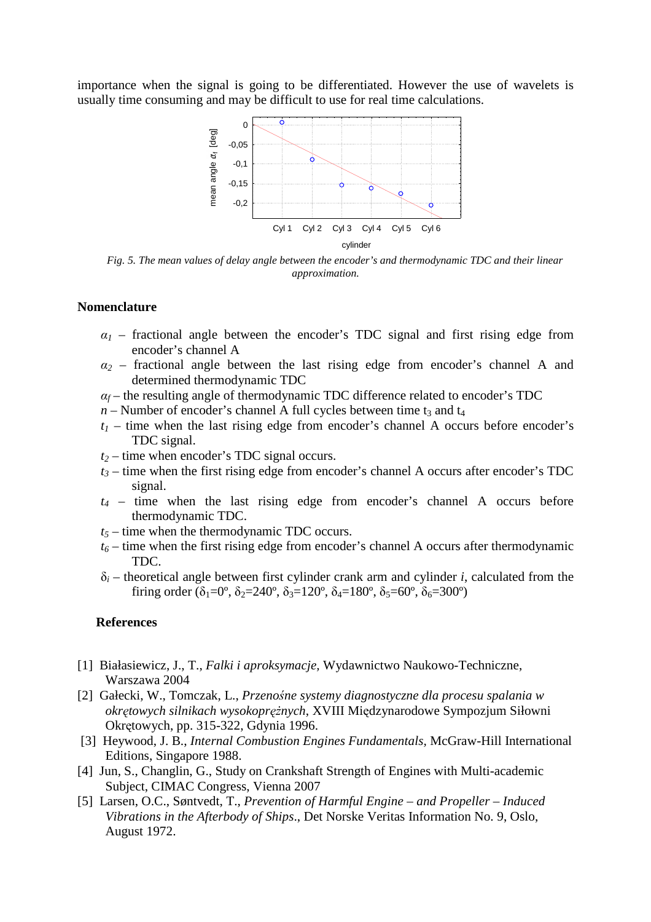importance when the signal is going to be differentiated. However the use of wavelets is usually time consuming and may be difficult to use for real time calculations.

*Fig. 5. The mean values of delay angle between the encoder's and thermodynamic TDC and their linear approximation.*

## Nomenclature

- $\alpha_1$ – fractional angle between the encoder's TDC signal and first rising edge from encoder's channel A
- $\alpha_2$ – fractional angle between the last rising edge from encoder's channel A and determined thermodynamic TDC
- $\alpha_f$ – the resulting angle of thermodynamic TDC difference related to encoder's TDC
- $n$ – Number of encoder's channel A full cycles between time $t_3$ and $t_4$
- $t_1$ – time when the last rising edge from encoder's channel A occurs before encoder's TDC signal.
- $t_2$ – time when encoder's TDC signal occurs.
- $t_3$ – time when the first rising edge from encoder's channel A occurs after encoder's TDC signal.
- $t_4$ – time when the last rising edge from encoder's channel A occurs before thermodynamic TDC.
- $t_5$ – time when the thermodynamic TDC occurs.
- $t_6$ – time when the first rising edge from encoder's channel A occurs after thermodynamic TDC.
- $\delta_i$ – theoretical angle between first cylinder crank arm and cylinder $i$, calculated from the firing order ($\delta_1$=0º, $\delta_2$=240º, $\delta_3$=120º, $\delta_4$=180º, $\delta_5$=60º, $\delta_6$=300º)

## References

[1] Białasiewicz, J., T., *Falki i aproksymacje*, Wydawnictwo Naukowo-Techniczne, Warszawa 2004

[2] Gałecki, W., Tomczak, L., *Przenośne systemy diagnostyczne dla procesu spalania w okrętowych silnikach wysokoprężnych*, XVIII Międzynarodowe Sympozjum Siłowni Okrętowych, pp. 315-322, Gdynia 1996.

[3] Heywood, J. B., *Internal Combustion Engines Fundamentals*, McGraw-Hill International Editions, Singapore 1988.

[4] Jun, S., Changlin, G., Study on Crankshaft Strength of Engines with Multi-academic Subject, CIMAC Congress, Vienna 2007

[5] Larsen, O.C., Søntvedt, T., *Prevention of Harmful Engine – and Propeller – Induced Vibrations in the Afterbody of Ships*., Det Norske Veritas Information No. 9, Oslo, August 1972.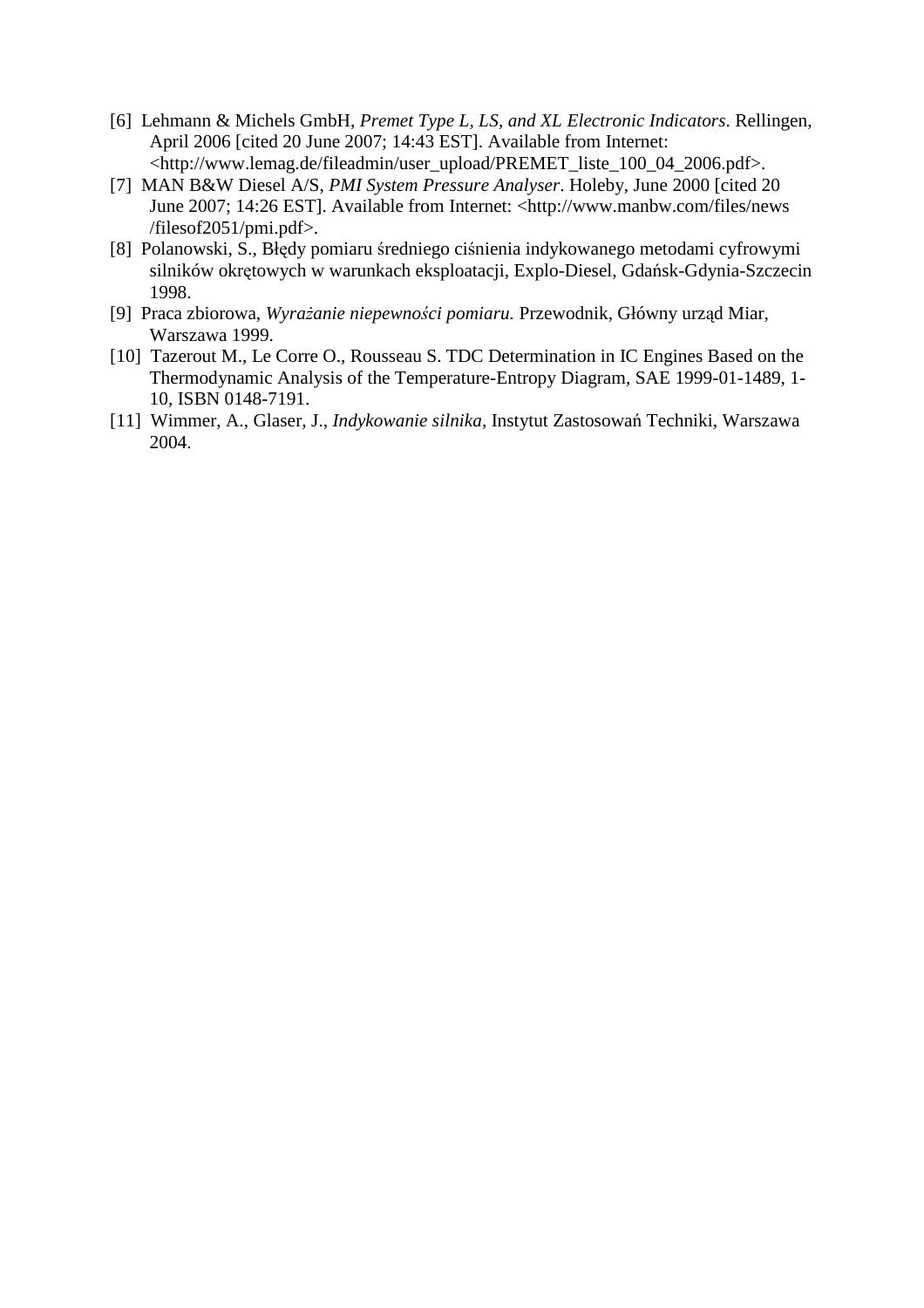[6] Lehmann & Michels GmbH, *Premet Type L, LS, and XL Electronic Indicators*. Rellingen, April 2006 [cited 20 June 2007; 14:43 EST]. Available from Internet: <http://www.lemag.de/fileadmin/user_upload/PREMET_liste_100_04_2006.pdf>.

[7] MAN B&W Diesel A/S, *PMI System Pressure Analyser*. Holeby, June 2000 [cited 20 June 2007; 14:26 EST]. Available from Internet: <http://www.manbw.com/files/news/filesof2051/pmi.pdf>.

[8] Polanowski, S., Błędy pomiaru średniego ciśnienia indykowanego metodami cyfrowymi silników okrętowych w warunkach eksploatacji, Explo-Diesel, Gdańsk-Gdynia-Szczecin 1998.

[9] Praca zbiorowa, *Wyrażanie niepewności pomiaru.* Przewodnik, Główny urząd Miar, Warszawa 1999.

[10] Tazerout M., Le Corre O., Rousseau S. TDC Determination in IC Engines Based on the Thermodynamic Analysis of the Temperature-Entropy Diagram, SAE 1999-01-1489, 1-10, ISBN 0148-7191.

[11] Wimmer, A., Glaser, J., *Indykowanie silnika*, Instytut Zastosowań Techniki, Warszawa 2004.